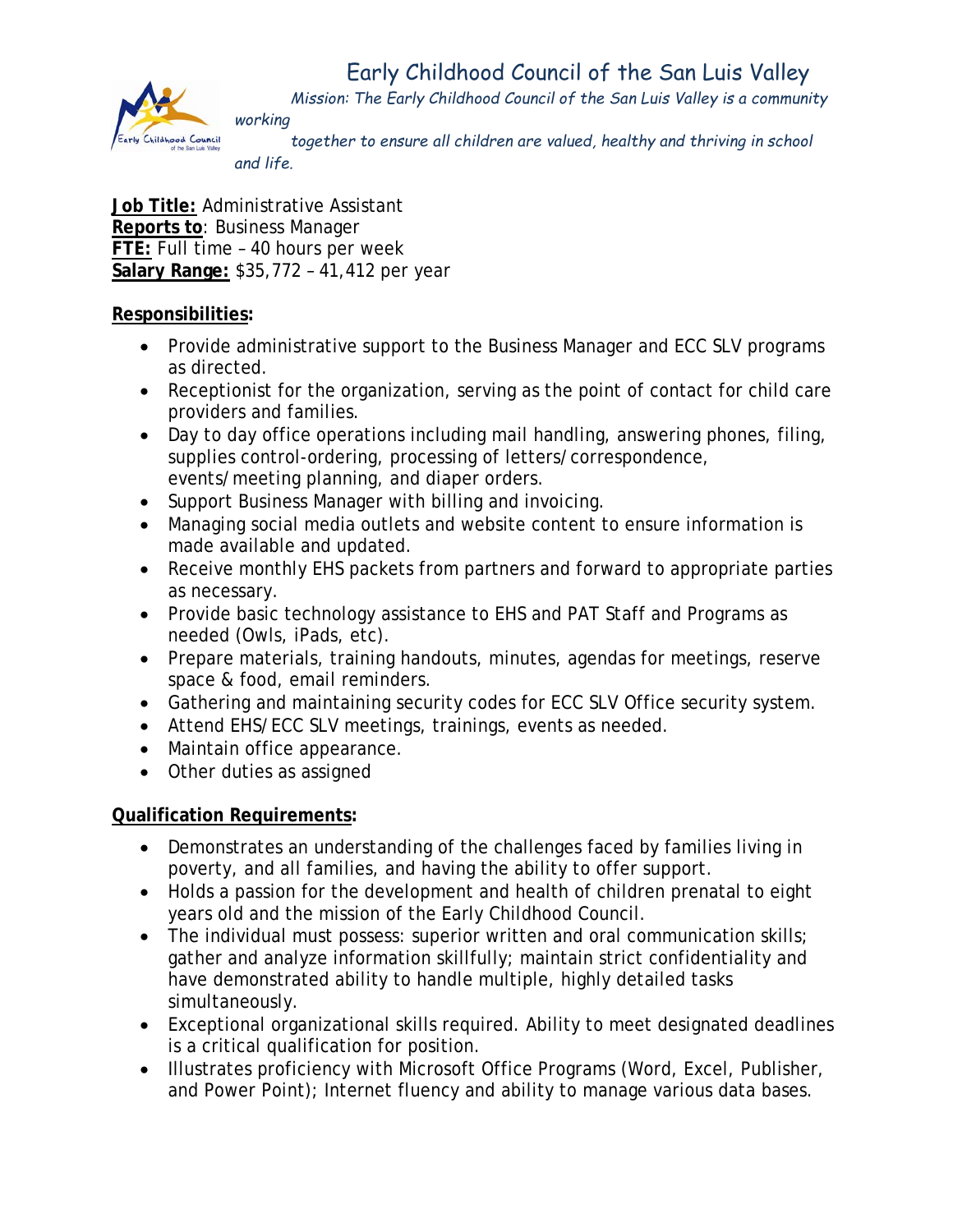# Early Childhood Council of the San Luis Valley

*Mission: The Early Childhood Council of the San Luis Valley is a community working together to ensure all children are valued, healthy and thriving in school and life.*

**Job Title:** Administrative Assistant
**Reports to**: Business Manager
**FTE:** Full time – 40 hours per week
**Salary Range:** $35,772 – 41,412 per year

**Responsibilities:**

- Provide administrative support to the Business Manager and ECC SLV programs as directed.
- Receptionist for the organization, serving as the point of contact for child care providers and families.
- Day to day office operations including mail handling, answering phones, filing, supplies control-ordering, processing of letters/correspondence, events/meeting planning, and diaper orders.
- Support Business Manager with billing and invoicing.
- Managing social media outlets and website content to ensure information is made available and updated.
- Receive monthly EHS packets from partners and forward to appropriate parties as necessary.
- Provide basic technology assistance to EHS and PAT Staff and Programs as needed (Owls, iPads, etc).
- Prepare materials, training handouts, minutes, agendas for meetings, reserve space & food, email reminders.
- Gathering and maintaining security codes for ECC SLV Office security system.
- Attend EHS/ECC SLV meetings, trainings, events as needed.
- Maintain office appearance.
- Other duties as assigned

**Qualification Requirements:**

- Demonstrates an understanding of the challenges faced by families living in poverty, and all families, and having the ability to offer support.
- Holds a passion for the development and health of children prenatal to eight years old and the mission of the Early Childhood Council.
- The individual must possess: superior written and oral communication skills; gather and analyze information skillfully; maintain strict confidentiality and have demonstrated ability to handle multiple, highly detailed tasks simultaneously.
- Exceptional organizational skills required. Ability to meet designated deadlines is a critical qualification for position.
- Illustrates proficiency with Microsoft Office Programs (Word, Excel, Publisher, and Power Point); Internet fluency and ability to manage various data bases.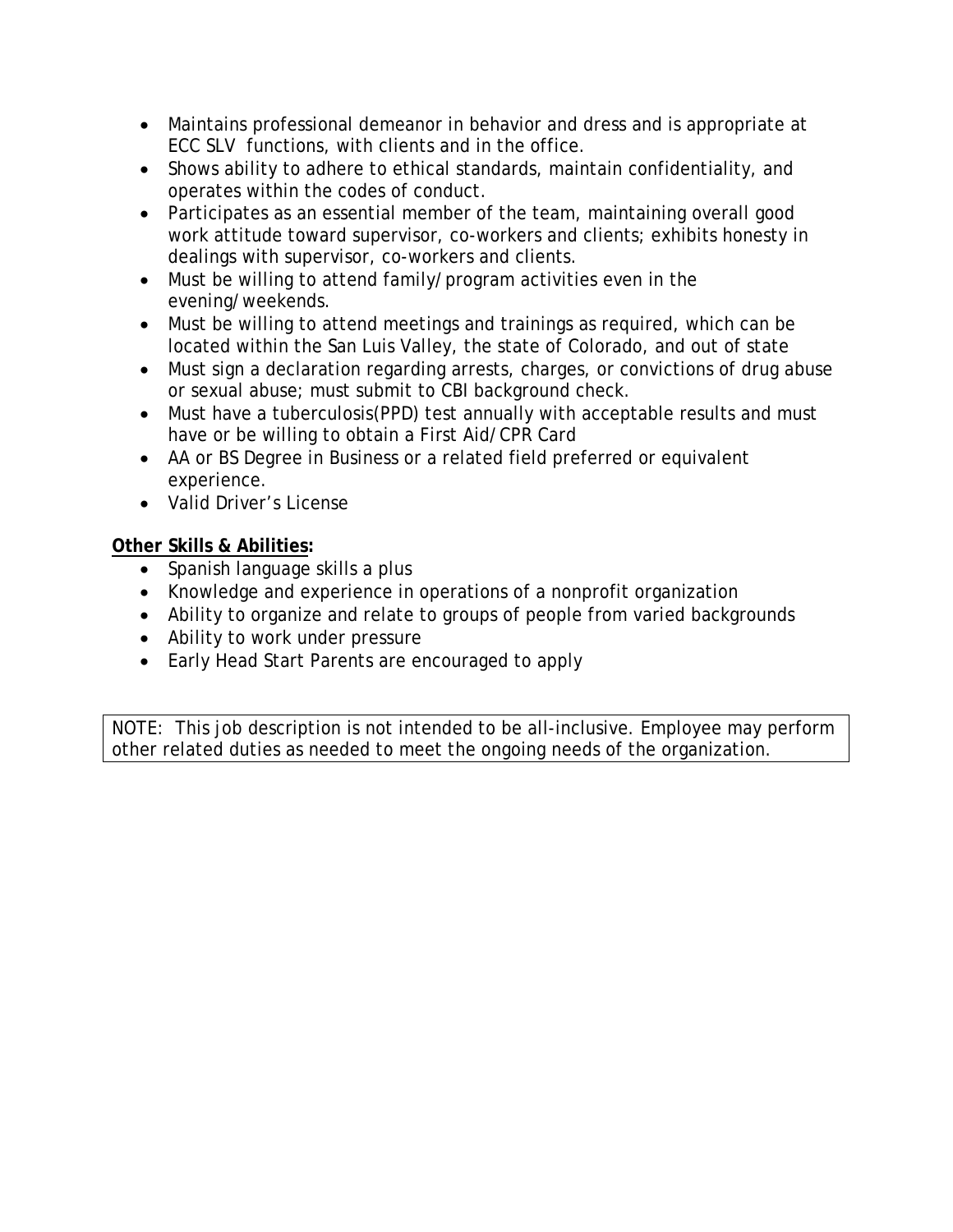- Maintains professional demeanor in behavior and dress and is appropriate at ECC SLV functions, with clients and in the office.
- Shows ability to adhere to ethical standards, maintain confidentiality, and operates within the codes of conduct.
- Participates as an essential member of the team, maintaining overall good work attitude toward supervisor, co-workers and clients; exhibits honesty in dealings with supervisor, co-workers and clients.
- Must be willing to attend family/program activities even in the evening/weekends.
- Must be willing to attend meetings and trainings as required, which can be located within the San Luis Valley, the state of Colorado, and out of state
- Must sign a declaration regarding arrests, charges, or convictions of drug abuse or sexual abuse; must submit to CBI background check.
- Must have a tuberculosis(PPD) test annually with acceptable results and must have or be willing to obtain a First Aid/CPR Card
- AA or BS Degree in Business or a related field preferred or equivalent experience.
- Valid Driver's License

**Other Skills & Abilities:**

- Spanish language skills a plus
- Knowledge and experience in operations of a nonprofit organization
- Ability to organize and relate to groups of people from varied backgrounds
- Ability to work under pressure
- Early Head Start Parents are encouraged to apply

NOTE: This job description is not intended to be all-inclusive. Employee may perform other related duties as needed to meet the ongoing needs of the organization.